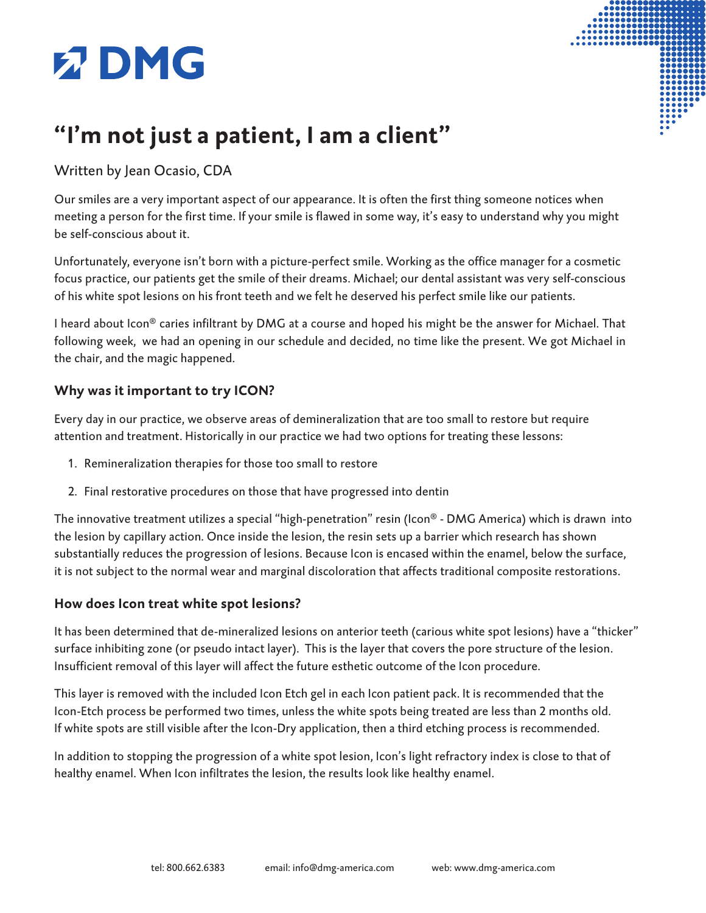DMG

# "I'm not just a patient, I am a client"

Written by Jean Ocasio, CDA

Our smiles are a very important aspect of our appearance. It is often the first thing someone notices when meeting a person for the first time. If your smile is flawed in some way, it's easy to understand why you might be self-conscious about it.

Unfortunately, everyone isn't born with a picture-perfect smile. Working as the office manager for a cosmetic focus practice, our patients get the smile of their dreams. Michael; our dental assistant was very self-conscious of his white spot lesions on his front teeth and we felt he deserved his perfect smile like our patients.

I heard about Icon® caries infiltrant by DMG at a course and hoped his might be the answer for Michael. That following week, we had an opening in our schedule and decided, no time like the present. We got Michael in the chair, and the magic happened.

### Why was it important to try ICON?

Every day in our practice, we observe areas of demineralization that are too small to restore but require attention and treatment. Historically in our practice we had two options for treating these lessons:

1. Remineralization therapies for those too small to restore
2. Final restorative procedures on those that have progressed into dentin

The innovative treatment utilizes a special "high-penetration" resin (Icon® - DMG America) which is drawn into the lesion by capillary action. Once inside the lesion, the resin sets up a barrier which research has shown substantially reduces the progression of lesions. Because Icon is encased within the enamel, below the surface, it is not subject to the normal wear and marginal discoloration that affects traditional composite restorations.

### How does Icon treat white spot lesions?

It has been determined that de-mineralized lesions on anterior teeth (carious white spot lesions) have a "thicker" surface inhibiting zone (or pseudo intact layer). This is the layer that covers the pore structure of the lesion. Insufficient removal of this layer will affect the future esthetic outcome of the Icon procedure.

This layer is removed with the included Icon Etch gel in each Icon patient pack. It is recommended that the Icon-Etch process be performed two times, unless the white spots being treated are less than 2 months old. If white spots are still visible after the Icon-Dry application, then a third etching process is recommended.

In addition to stopping the progression of a white spot lesion, Icon's light refractory index is close to that of healthy enamel. When Icon infiltrates the lesion, the results look like healthy enamel.

tel: 800.662.6383 email: info@dmg-america.com web: www.dmg-america.com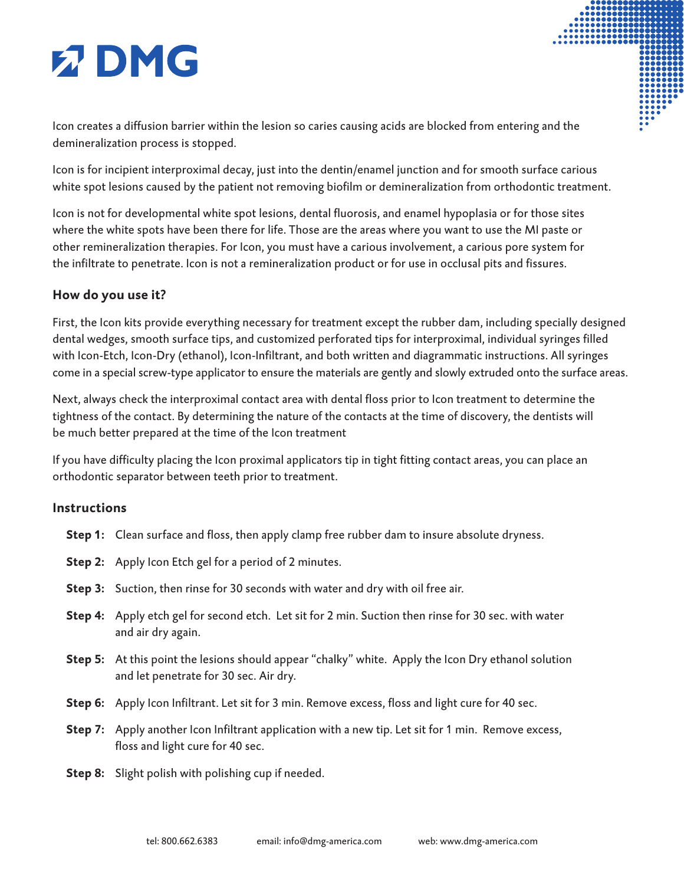Icon creates a diffusion barrier within the lesion so caries causing acids are blocked from entering and the demineralization process is stopped.

Icon is for incipient interproximal decay, just into the dentin/enamel junction and for smooth surface carious white spot lesions caused by the patient not removing biofilm or demineralization from orthodontic treatment.

Icon is not for developmental white spot lesions, dental fluorosis, and enamel hypoplasia or for those sites where the white spots have been there for life. Those are the areas where you want to use the MI paste or other remineralization therapies. For Icon, you must have a carious involvement, a carious pore system for the infiltrate to penetrate. Icon is not a remineralization product or for use in occlusal pits and fissures.

### How do you use it?

First, the Icon kits provide everything necessary for treatment except the rubber dam, including specially designed dental wedges, smooth surface tips, and customized perforated tips for interproximal, individual syringes filled with Icon-Etch, Icon-Dry (ethanol), Icon-Infiltrant, and both written and diagrammatic instructions. All syringes come in a special screw-type applicator to ensure the materials are gently and slowly extruded onto the surface areas.

Next, always check the interproximal contact area with dental floss prior to Icon treatment to determine the tightness of the contact. By determining the nature of the contacts at the time of discovery, the dentists will be much better prepared at the time of the Icon treatment

If you have difficulty placing the Icon proximal applicators tip in tight fitting contact areas, you can place an orthodontic separator between teeth prior to treatment.

### Instructions

**Step 1:** Clean surface and floss, then apply clamp free rubber dam to insure absolute dryness.

**Step 2:** Apply Icon Etch gel for a period of 2 minutes.

**Step 3:** Suction, then rinse for 30 seconds with water and dry with oil free air.

**Step 4:** Apply etch gel for second etch. Let sit for 2 min. Suction then rinse for 30 sec. with water and air dry again.

**Step 5:** At this point the lesions should appear "chalky" white. Apply the Icon Dry ethanol solution and let penetrate for 30 sec. Air dry.

**Step 6:** Apply Icon Infiltrant. Let sit for 3 min. Remove excess, floss and light cure for 40 sec.

**Step 7:** Apply another Icon Infiltrant application with a new tip. Let sit for 1 min. Remove excess, floss and light cure for 40 sec.

**Step 8:** Slight polish with polishing cup if needed.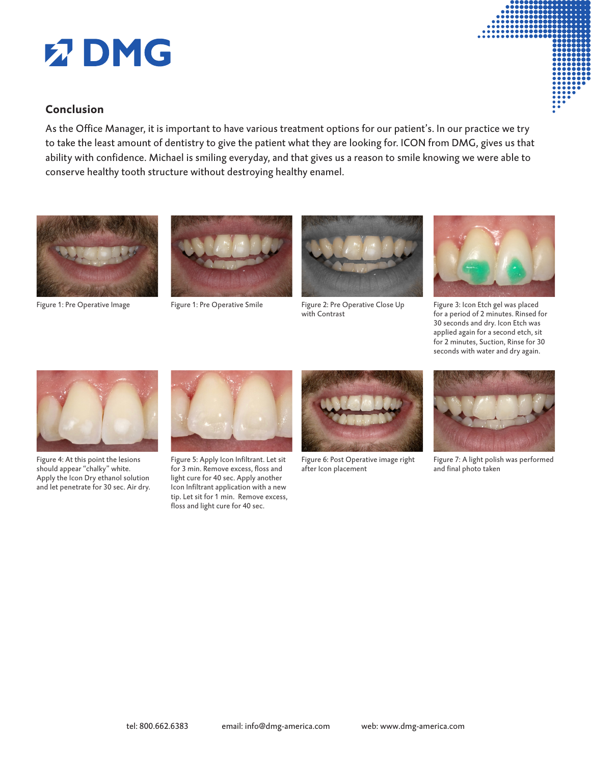## Conclusion

As the Office Manager, it is important to have various treatment options for our patient's. In our practice we try to take the least amount of dentistry to give the patient what they are looking for. ICON from DMG, gives us that ability with confidence. Michael is smiling everyday, and that gives us a reason to smile knowing we were able to conserve healthy tooth structure without destroying healthy enamel.

Figure 1: Pre Operative Image

Figure 1: Pre Operative Smile

Figure 2: Pre Operative Close Up with Contrast

Figure 3: Icon Etch gel was placed for a period of 2 minutes. Rinsed for 30 seconds and dry. Icon Etch was applied again for a second etch, sit for 2 minutes, Suction, Rinse for 30 seconds with water and dry again.

Figure 4: At this point the lesions should appear "chalky" white. Apply the Icon Dry ethanol solution and let penetrate for 30 sec. Air dry.

Figure 5: Apply Icon Infiltrant. Let sit for 3 min. Remove excess, floss and light cure for 40 sec. Apply another Icon Infiltrant application with a new tip. Let sit for 1 min. Remove excess, floss and light cure for 40 sec.

Figure 6: Post Operative image right after Icon placement

Figure 7: A light polish was performed and final photo taken

tel: 800.662.6383 email: info@dmg-america.com web: www.dmg-america.com